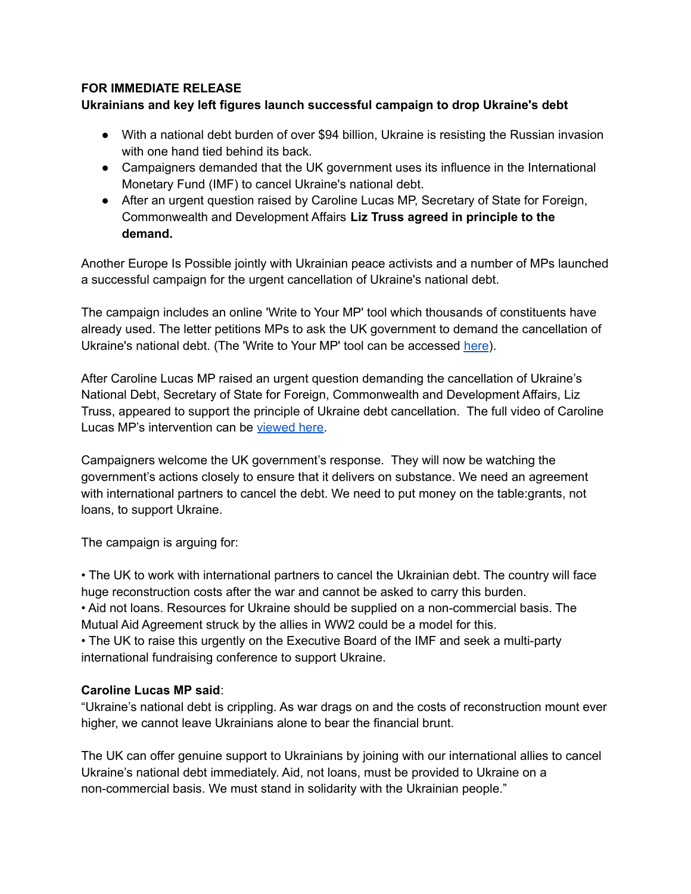**FOR IMMEDIATE RELEASE**
**Ukrainians and key left figures launch successful campaign to drop Ukraine's debt**

- With a national debt burden of over $94 billion, Ukraine is resisting the Russian invasion with one hand tied behind its back.
- Campaigners demanded that the UK government uses its influence in the International Monetary Fund (IMF) to cancel Ukraine's national debt.
- After an urgent question raised by Caroline Lucas MP, Secretary of State for Foreign, Commonwealth and Development Affairs **Liz Truss agreed in principle to the demand.**

Another Europe Is Possible jointly with Ukrainian peace activists and a number of MPs launched a successful campaign for the urgent cancellation of Ukraine's national debt.

The campaign includes an online 'Write to Your MP' tool which thousands of constituents have already used. The letter petitions MPs to ask the UK government to demand the cancellation of Ukraine's national debt. (The 'Write to Your MP' tool can be accessed [here](#)).

After Caroline Lucas MP raised an urgent question demanding the cancellation of Ukraine's National Debt, Secretary of State for Foreign, Commonwealth and Development Affairs, Liz Truss, appeared to support the principle of Ukraine debt cancellation. The full video of Caroline Lucas MP's intervention can be [viewed here](#).

Campaigners welcome the UK government's response. They will now be watching the government's actions closely to ensure that it delivers on substance. We need an agreement with international partners to cancel the debt. We need to put money on the table:grants, not loans, to support Ukraine.

The campaign is arguing for:

• The UK to work with international partners to cancel the Ukrainian debt. The country will face huge reconstruction costs after the war and cannot be asked to carry this burden.
• Aid not loans. Resources for Ukraine should be supplied on a non-commercial basis. The Mutual Aid Agreement struck by the allies in WW2 could be a model for this.
• The UK to raise this urgently on the Executive Board of the IMF and seek a multi-party international fundraising conference to support Ukraine.

**Caroline Lucas MP said**:
"Ukraine's national debt is crippling. As war drags on and the costs of reconstruction mount ever higher, we cannot leave Ukrainians alone to bear the financial brunt.

The UK can offer genuine support to Ukrainians by joining with our international allies to cancel Ukraine's national debt immediately. Aid, not loans, must be provided to Ukraine on a non-commercial basis. We must stand in solidarity with the Ukrainian people."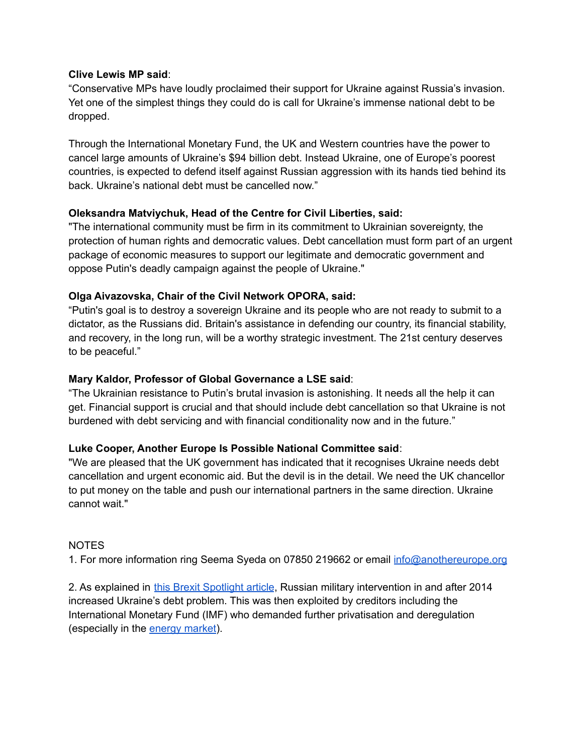**Clive Lewis MP said**:
"Conservative MPs have loudly proclaimed their support for Ukraine against Russia's invasion. Yet one of the simplest things they could do is call for Ukraine's immense national debt to be dropped.

Through the International Monetary Fund, the UK and Western countries have the power to cancel large amounts of Ukraine's $94 billion debt. Instead Ukraine, one of Europe's poorest countries, is expected to defend itself against Russian aggression with its hands tied behind its back. Ukraine's national debt must be cancelled now."

**Oleksandra Matviychuk, Head of the Centre for Civil Liberties, said:**
"The international community must be firm in its commitment to Ukrainian sovereignty, the protection of human rights and democratic values. Debt cancellation must form part of an urgent package of economic measures to support our legitimate and democratic government and oppose Putin's deadly campaign against the people of Ukraine."

**Olga Aivazovska, Chair of the Civil Network OPORA, said:**
"Putin's goal is to destroy a sovereign Ukraine and its people who are not ready to submit to a dictator, as the Russians did. Britain's assistance in defending our country, its financial stability, and recovery, in the long run, will be a worthy strategic investment. The 21st century deserves to be peaceful."

**Mary Kaldor, Professor of Global Governance a LSE said**:
"The Ukrainian resistance to Putin's brutal invasion is astonishing. It needs all the help it can get. Financial support is crucial and that should include debt cancellation so that Ukraine is not burdened with debt servicing and with financial conditionality now and in the future."

**Luke Cooper, Another Europe Is Possible National Committee said**:
"We are pleased that the UK government has indicated that it recognises Ukraine needs debt cancellation and urgent economic aid. But the devil is in the detail. We need the UK chancellor to put money on the table and push our international partners in the same direction. Ukraine cannot wait."

NOTES

1. For more information ring Seema Syeda on 07850 219662 or email info@anothereurope.org

2. As explained in this Brexit Spotlight article, Russian military intervention in and after 2014 increased Ukraine's debt problem. This was then exploited by creditors including the International Monetary Fund (IMF) who demanded further privatisation and deregulation (especially in the energy market).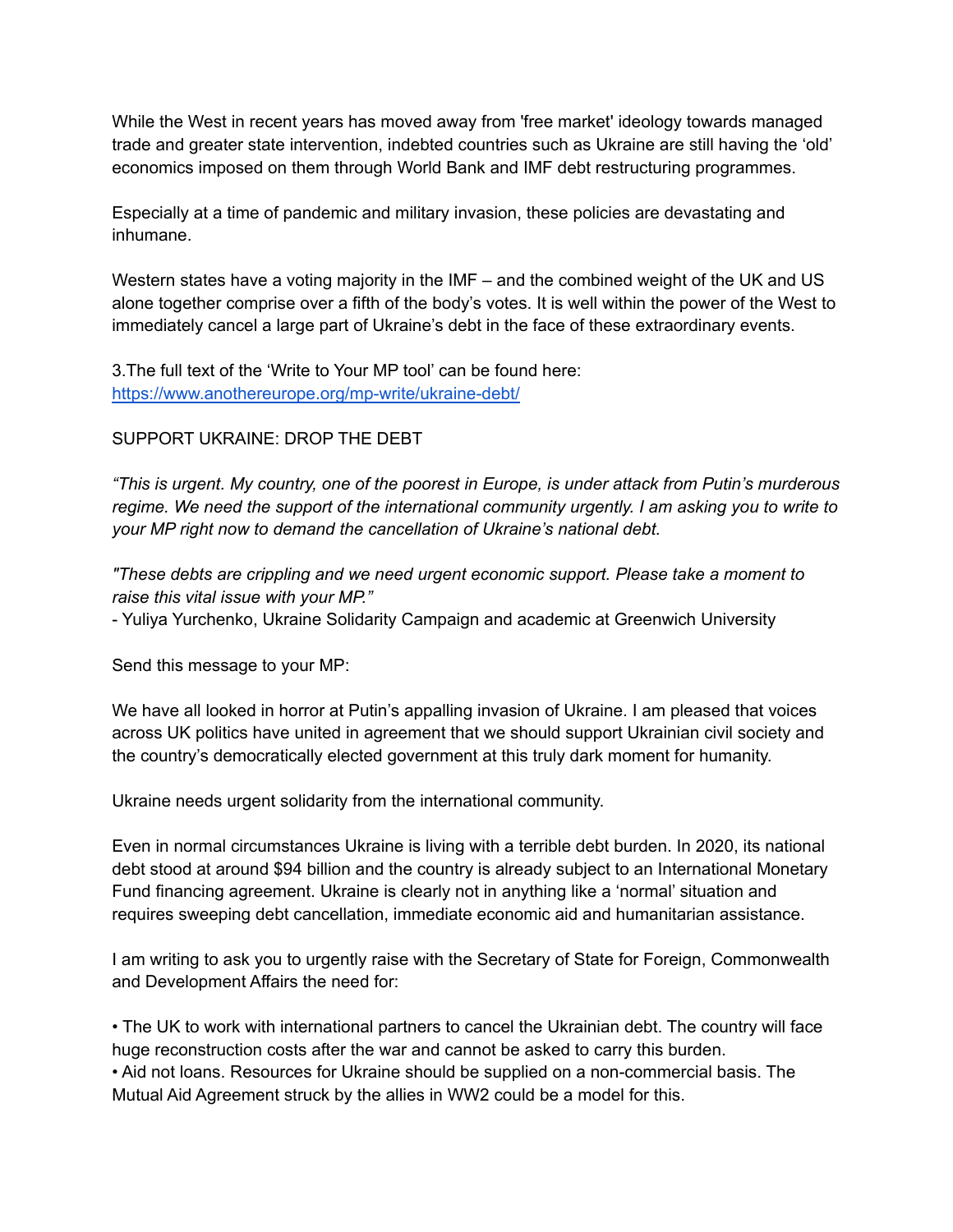While the West in recent years has moved away from 'free market' ideology towards managed trade and greater state intervention, indebted countries such as Ukraine are still having the 'old' economics imposed on them through World Bank and IMF debt restructuring programmes.

Especially at a time of pandemic and military invasion, these policies are devastating and inhumane.

Western states have a voting majority in the IMF – and the combined weight of the UK and US alone together comprise over a fifth of the body's votes. It is well within the power of the West to immediately cancel a large part of Ukraine's debt in the face of these extraordinary events.

3.The full text of the 'Write to Your MP tool' can be found here: [https://www.anothereurope.org/mp-write/ukraine-debt/](https://www.anothereurope.org/mp-write/ukraine-debt/)

SUPPORT UKRAINE: DROP THE DEBT

*"This is urgent. My country, one of the poorest in Europe, is under attack from Putin's murderous regime. We need the support of the international community urgently. I am asking you to write to your MP right now to demand the cancellation of Ukraine's national debt.*

*"These debts are crippling and we need urgent economic support. Please take a moment to raise this vital issue with your MP."*
- Yuliya Yurchenko, Ukraine Solidarity Campaign and academic at Greenwich University

Send this message to your MP:

We have all looked in horror at Putin's appalling invasion of Ukraine. I am pleased that voices across UK politics have united in agreement that we should support Ukrainian civil society and the country's democratically elected government at this truly dark moment for humanity.

Ukraine needs urgent solidarity from the international community.

Even in normal circumstances Ukraine is living with a terrible debt burden. In 2020, its national debt stood at around $94 billion and the country is already subject to an International Monetary Fund financing agreement. Ukraine is clearly not in anything like a 'normal' situation and requires sweeping debt cancellation, immediate economic aid and humanitarian assistance.

I am writing to ask you to urgently raise with the Secretary of State for Foreign, Commonwealth and Development Affairs the need for:

- The UK to work with international partners to cancel the Ukrainian debt. The country will face huge reconstruction costs after the war and cannot be asked to carry this burden.
- Aid not loans. Resources for Ukraine should be supplied on a non-commercial basis. The Mutual Aid Agreement struck by the allies in WW2 could be a model for this.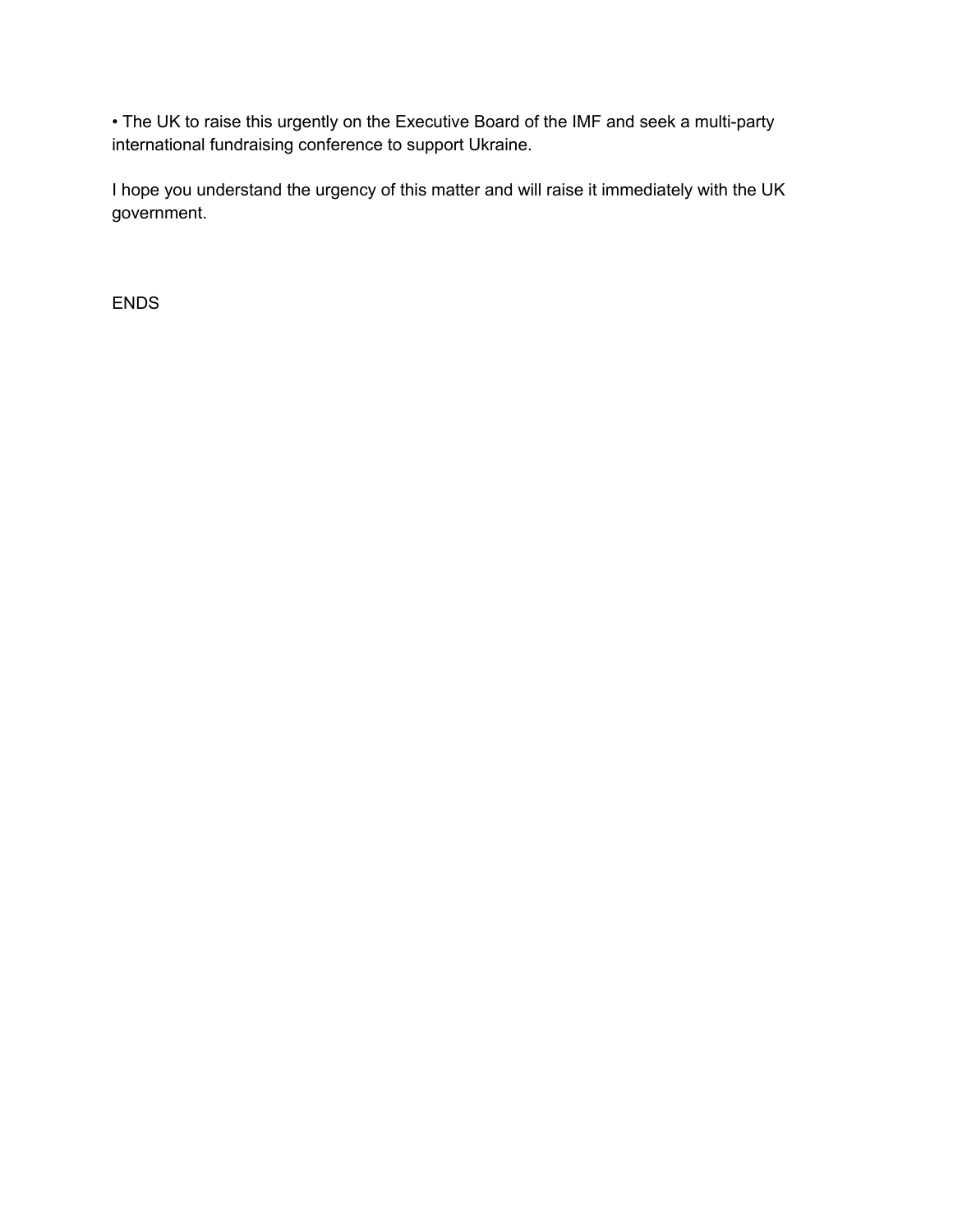- The UK to raise this urgently on the Executive Board of the IMF and seek a multi-party international fundraising conference to support Ukraine.

I hope you understand the urgency of this matter and will raise it immediately with the UK government.

ENDS